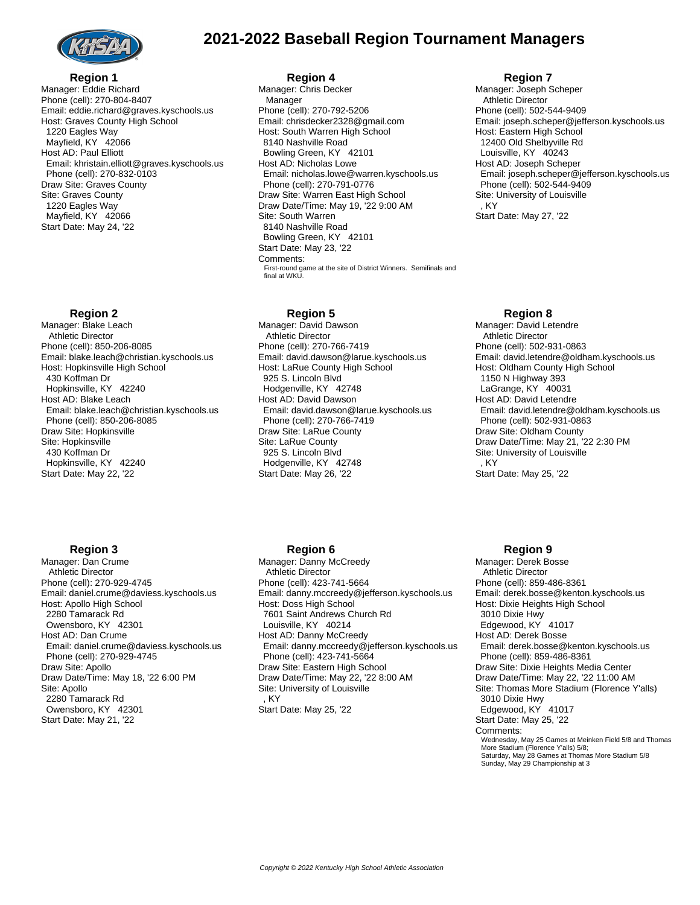# 2021-2022 Baseball Region Tournament Managers

## Region 1

Manager: Eddie Richard
Phone (cell): 270-804-8407
Email: eddie.richard@graves.kyschools.us
Host: Graves County High School
  1220 Eagles Way
  Mayfield, KY 42066
Host AD: Paul Elliott
  Email: khristain.elliott@graves.kyschools.us
  Phone (cell): 270-832-0103
Draw Site: Graves County
Site: Graves County
  1220 Eagles Way
  Mayfield, KY 42066
Start Date: May 24, '22

## Region 2

Manager: Blake Leach
  Athletic Director
Phone (cell): 850-206-8085
Email: blake.leach@christian.kyschools.us
Host: Hopkinsville High School
  430 Koffman Dr
  Hopkinsville, KY 42240
Host AD: Blake Leach
  Email: blake.leach@christian.kyschools.us
  Phone (cell): 850-206-8085
Draw Site: Hopkinsville
Site: Hopkinsville
  430 Koffman Dr
  Hopkinsville, KY 42240
Start Date: May 22, '22

## Region 3

Manager: Dan Crume
  Athletic Director
Phone (cell): 270-929-4745
Email: daniel.crume@daviess.kyschools.us
Host: Apollo High School
  2280 Tamarack Rd
  Owensboro, KY 42301
Host AD: Dan Crume
  Email: daniel.crume@daviess.kyschools.us
  Phone (cell): 270-929-4745
Draw Site: Apollo
Draw Date/Time: May 18, '22 6:00 PM
Site: Apollo
  2280 Tamarack Rd
  Owensboro, KY 42301
Start Date: May 21, '22

## Region 4

Manager: Chris Decker
  Manager
Phone (cell): 270-792-5206
Email: chrisdecker2328@gmail.com
Host: South Warren High School
  8140 Nashville Road
  Bowling Green, KY 42101
Host AD: Nicholas Lowe
  Email: nicholas.lowe@warren.kyschools.us
  Phone (cell): 270-791-0776
Draw Site: Warren East High School
Draw Date/Time: May 19, '22 9:00 AM
Site: South Warren
  8140 Nashville Road
  Bowling Green, KY 42101
Start Date: May 23, '22
Comments:
  First-round game at the site of District Winners. Semifinals and final at WKU.

## Region 5

Manager: David Dawson
  Athletic Director
Phone (cell): 270-766-7419
Email: david.dawson@larue.kyschools.us
Host: LaRue County High School
  925 S. Lincoln Blvd
  Hodgenville, KY 42748
Host AD: David Dawson
  Email: david.dawson@larue.kyschools.us
  Phone (cell): 270-766-7419
Draw Site: LaRue County
Site: LaRue County
  925 S. Lincoln Blvd
  Hodgenville, KY 42748
Start Date: May 26, '22

## Region 6

Manager: Danny McCreedy
  Athletic Director
Phone (cell): 423-741-5664
Email: danny.mccreedy@jefferson.kyschools.us
Host: Doss High School
  7601 Saint Andrews Church Rd
  Louisville, KY 40214
Host AD: Danny McCreedy
  Email: danny.mccreedy@jefferson.kyschools.us
  Phone (cell): 423-741-5664
Draw Site: Eastern High School
Draw Date/Time: May 22, '22 8:00 AM
Site: University of Louisville
  , KY
Start Date: May 25, '22

## Region 7

Manager: Joseph Scheper
  Athletic Director
Phone (cell): 502-544-9409
Email: joseph.scheper@jefferson.kyschools.us
Host: Eastern High School
  12400 Old Shelbyville Rd
  Louisville, KY 40243
Host AD: Joseph Scheper
  Email: joseph.scheper@jefferson.kyschools.us
  Phone (cell): 502-544-9409
Site: University of Louisville
  , KY
Start Date: May 27, '22

## Region 8

Manager: David Letendre
  Athletic Director
Phone (cell): 502-931-0863
Email: david.letendre@oldham.kyschools.us
Host: Oldham County High School
  1150 N Highway 393
  LaGrange, KY 40031
Host AD: David Letendre
  Email: david.letendre@oldham.kyschools.us
  Phone (cell): 502-931-0863
Draw Site: Oldham County
Draw Date/Time: May 21, '22 2:30 PM
Site: University of Louisville
  , KY
Start Date: May 25, '22

## Region 9

Manager: Derek Bosse
  Athletic Director
Phone (cell): 859-486-8361
Email: derek.bosse@kenton.kyschools.us
Host: Dixie Heights High School
  3010 Dixie Hwy
  Edgewood, KY 41017
Host AD: Derek Bosse
  Email: derek.bosse@kenton.kyschools.us
  Phone (cell): 859-486-8361
Draw Site: Dixie Heights Media Center
Draw Date/Time: May 22, '22 11:00 AM
Site: Thomas More Stadium (Florence Y'alls)
  3010 Dixie Hwy
  Edgewood, KY 41017
Start Date: May 25, '22
Comments:
  Wednesday, May 25 Games at Meinken Field 5/8 and Thomas More Stadium (Florence Y'alls) 5/8;
  Saturday, May 28 Games at Thomas More Stadium 5/8
  Sunday, May 29 Championship at 3

*Copyright © 2022 Kentucky High School Athletic Association*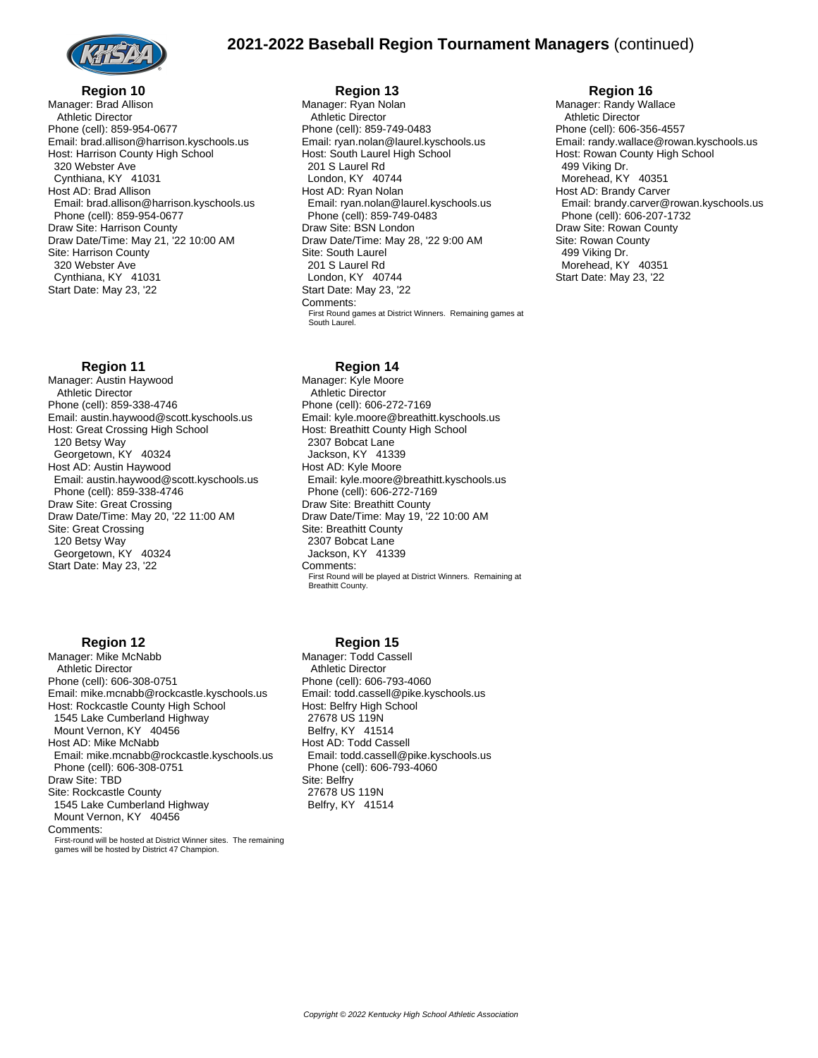# 2021-2022 Baseball Region Tournament Managers (continued)

### Region 10

Manager: Brad Allison
Athletic Director
Phone (cell): 859-954-0677
Email: brad.allison@harrison.kyschools.us
Host: Harrison County High School
320 Webster Ave
Cynthiana, KY 41031
Host AD: Brad Allison
Email: brad.allison@harrison.kyschools.us
Phone (cell): 859-954-0677
Draw Site: Harrison County
Draw Date/Time: May 21, '22 10:00 AM
Site: Harrison County
320 Webster Ave
Cynthiana, KY 41031
Start Date: May 23, '22

### Region 11

Manager: Austin Haywood
Athletic Director
Phone (cell): 859-338-4746
Email: austin.haywood@scott.kyschools.us
Host: Great Crossing High School
120 Betsy Way
Georgetown, KY 40324
Host AD: Austin Haywood
Email: austin.haywood@scott.kyschools.us
Phone (cell): 859-338-4746
Draw Site: Great Crossing
Draw Date/Time: May 20, '22 11:00 AM
Site: Great Crossing
120 Betsy Way
Georgetown, KY 40324
Start Date: May 23, '22

### Region 12

Manager: Mike McNabb
Athletic Director
Phone (cell): 606-308-0751
Email: mike.mcnabb@rockcastle.kyschools.us
Host: Rockcastle County High School
1545 Lake Cumberland Highway
Mount Vernon, KY 40456
Host AD: Mike McNabb
Email: mike.mcnabb@rockcastle.kyschools.us
Phone (cell): 606-308-0751
Draw Site: TBD
Site: Rockcastle County
1545 Lake Cumberland Highway
Mount Vernon, KY 40456
Comments:
First-round will be hosted at District Winner sites. The remaining games will be hosted by District 47 Champion.

### Region 13

Manager: Ryan Nolan
Athletic Director
Phone (cell): 859-749-0483
Email: ryan.nolan@laurel.kyschools.us
Host: South Laurel High School
201 S Laurel Rd
London, KY 40744
Host AD: Ryan Nolan
Email: ryan.nolan@laurel.kyschools.us
Phone (cell): 859-749-0483
Draw Site: BSN London
Draw Date/Time: May 28, '22 9:00 AM
Site: South Laurel
201 S Laurel Rd
London, KY 40744
Start Date: May 23, '22
Comments:
First Round games at District Winners. Remaining games at South Laurel.

### Region 14

Manager: Kyle Moore
Athletic Director
Phone (cell): 606-272-7169
Email: kyle.moore@breathitt.kyschools.us
Host: Breathitt County High School
2307 Bobcat Lane
Jackson, KY 41339
Host AD: Kyle Moore
Email: kyle.moore@breathitt.kyschools.us
Phone (cell): 606-272-7169
Draw Site: Breathitt County
Draw Date/Time: May 19, '22 10:00 AM
Site: Breathitt County
2307 Bobcat Lane
Jackson, KY 41339
Comments:
First Round will be played at District Winners. Remaining at Breathitt County.

### Region 15

Manager: Todd Cassell
Athletic Director
Phone (cell): 606-793-4060
Email: todd.cassell@pike.kyschools.us
Host: Belfry High School
27678 US 119N
Belfry, KY 41514
Host AD: Todd Cassell
Email: todd.cassell@pike.kyschools.us
Phone (cell): 606-793-4060
Site: Belfry
27678 US 119N
Belfry, KY 41514

### Region 16

Manager: Randy Wallace
Athletic Director
Phone (cell): 606-356-4557
Email: randy.wallace@rowan.kyschools.us
Host: Rowan County High School
499 Viking Dr.
Morehead, KY 40351
Host AD: Brandy Carver
Email: brandy.carver@rowan.kyschools.us
Phone (cell): 606-207-1732
Draw Site: Rowan County
Site: Rowan County
499 Viking Dr.
Morehead, KY 40351
Start Date: May 23, '22

*Copyright © 2022 Kentucky High School Athletic Association*